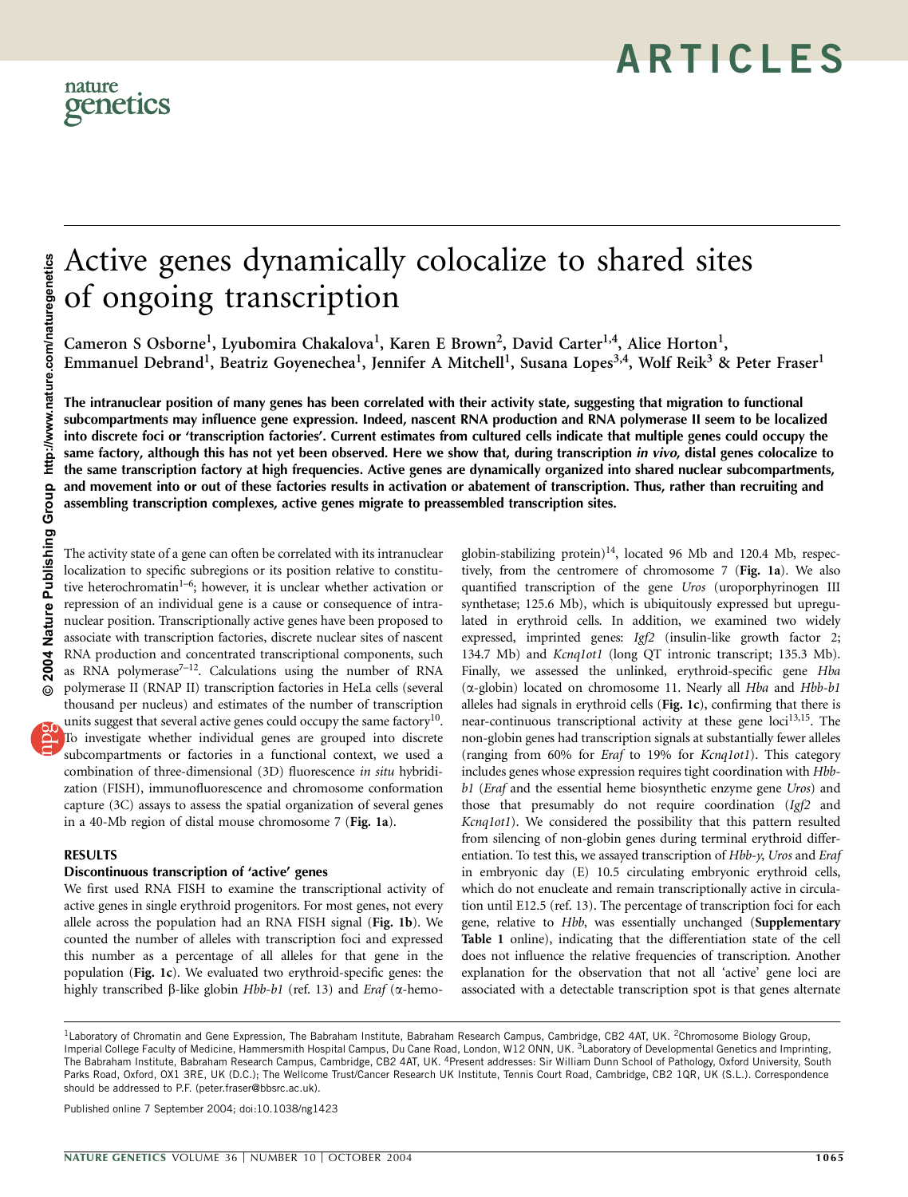# Active genes dynamically colocalize to shared sites of ongoing transcription

Cameron S Osborne[1], Lyubomira Chakalova[1], Karen E Brown[2], David Carter[1,4], Alice Horton[1], Emmanuel Debrand[1], Beatriz Goyenechea[1], Jennifer A Mitchell[1], Susana Lopes[3,4], Wolf Reik[3] & Peter Fraser[1]

**The intranuclear position of many genes has been correlated with their activity state, suggesting that migration to functional subcompartments may influence gene expression. Indeed, nascent RNA production and RNA polymerase II seem to be localized into discrete foci or 'transcription factories'. Current estimates from cultured cells indicate that multiple genes could occupy the same factory, although this has not yet been observed. Here we show that, during transcription *in vivo*, distal genes colocalize to the same transcription factory at high frequencies. Active genes are dynamically organized into shared nuclear subcompartments, and movement into or out of these factories results in activation or abatement of transcription. Thus, rather than recruiting and assembling transcription complexes, active genes migrate to preassembled transcription sites.**

The activity state of a gene can often be correlated with its intranuclear localization to specific subregions or its position relative to constitutive heterochromatin[1–6]; however, it is unclear whether activation or repression of an individual gene is a cause or consequence of intranuclear position. Transcriptionally active genes have been proposed to associate with transcription factories, discrete nuclear sites of nascent RNA production and concentrated transcriptional components, such as RNA polymerase[7–12]. Calculations using the number of RNA polymerase II (RNAP II) transcription factories in HeLa cells (several thousand per nucleus) and estimates of the number of transcription units suggest that several active genes could occupy the same factory[10]. To investigate whether individual genes are grouped into discrete subcompartments or factories in a functional context, we used a combination of three-dimensional (3D) fluorescence *in situ* hybridization (FISH), immunofluorescence and chromosome conformation capture (3C) assays to assess the spatial organization of several genes in a 40-Mb region of distal mouse chromosome 7 (**Fig. 1a**).

## RESULTS

### Discontinuous transcription of 'active' genes

We first used RNA FISH to examine the transcriptional activity of active genes in single erythroid progenitors. For most genes, not every allele across the population had an RNA FISH signal (**Fig. 1b**). We counted the number of alleles with transcription foci and expressed this number as a percentage of all alleles for that gene in the population (**Fig. 1c**). We evaluated two erythroid-specific genes: the highly transcribed β-like globin *Hbb-b1* (ref. 13) and *Eraf* (α-hemoglobin-stabilizing protein)[14], located 96 Mb and 120.4 Mb, respectively, from the centromere of chromosome 7 (**Fig. 1a**). We also quantified transcription of the gene *Uros* (uroporphyrinogen III synthetase; 125.6 Mb), which is ubiquitously expressed but upregulated in erythroid cells. In addition, we examined two widely expressed, imprinted genes: *Igf2* (insulin-like growth factor 2; 134.7 Mb) and *Kcnq1ot1* (long QT intronic transcript; 135.3 Mb). Finally, we assessed the unlinked, erythroid-specific gene *Hba* (α-globin) located on chromosome 11. Nearly all *Hba* and *Hbb-b1* alleles had signals in erythroid cells (**Fig. 1c**), confirming that there is near-continuous transcriptional activity at these gene loci[13,15]. The non-globin genes had transcription signals at substantially fewer alleles (ranging from 60% for *Eraf* to 19% for *Kcnq1ot1*). This category includes genes whose expression requires tight coordination with *Hbb-b1* (*Eraf* and the essential heme biosynthetic enzyme gene *Uros*) and those that presumably do not require coordination (*Igf2* and *Kcnq1ot1*). We considered the possibility that this pattern resulted from silencing of non-globin genes during terminal erythroid differentiation. To test this, we assayed transcription of *Hbb-y*, *Uros* and *Eraf* in embryonic day (E) 10.5 circulating embryonic erythroid cells, which do not enucleate and remain transcriptionally active in circulation until E12.5 (ref. 13). The percentage of transcription foci for each gene, relative to *Hbb*, was essentially unchanged (**Supplementary Table 1** online), indicating that the differentiation state of the cell does not influence the relative frequencies of transcription. Another explanation for the observation that not all 'active' gene loci are associated with a detectable transcription spot is that genes alternate

---

[1]Laboratory of Chromatin and Gene Expression, The Babraham Institute, Babraham Research Campus, Cambridge, CB2 4AT, UK. [2]Chromosome Biology Group, Imperial College Faculty of Medicine, Hammersmith Hospital Campus, Du Cane Road, London, W12 0NN, UK. [3]Laboratory of Developmental Genetics and Imprinting, The Babraham Institute, Babraham Research Campus, Cambridge, CB2 4AT, UK. [4]Present addresses: Sir William Dunn School of Pathology, Oxford University, South Parks Road, Oxford, OX1 3RE, UK (D.C.); The Wellcome Trust/Cancer Research UK Institute, Tennis Court Road, Cambridge, CB2 1QR, UK (S.L.). Correspondence should be addressed to P.F. (peter.fraser@bbsrc.ac.uk).

Published online 7 September 2004; doi:10.1038/ng1423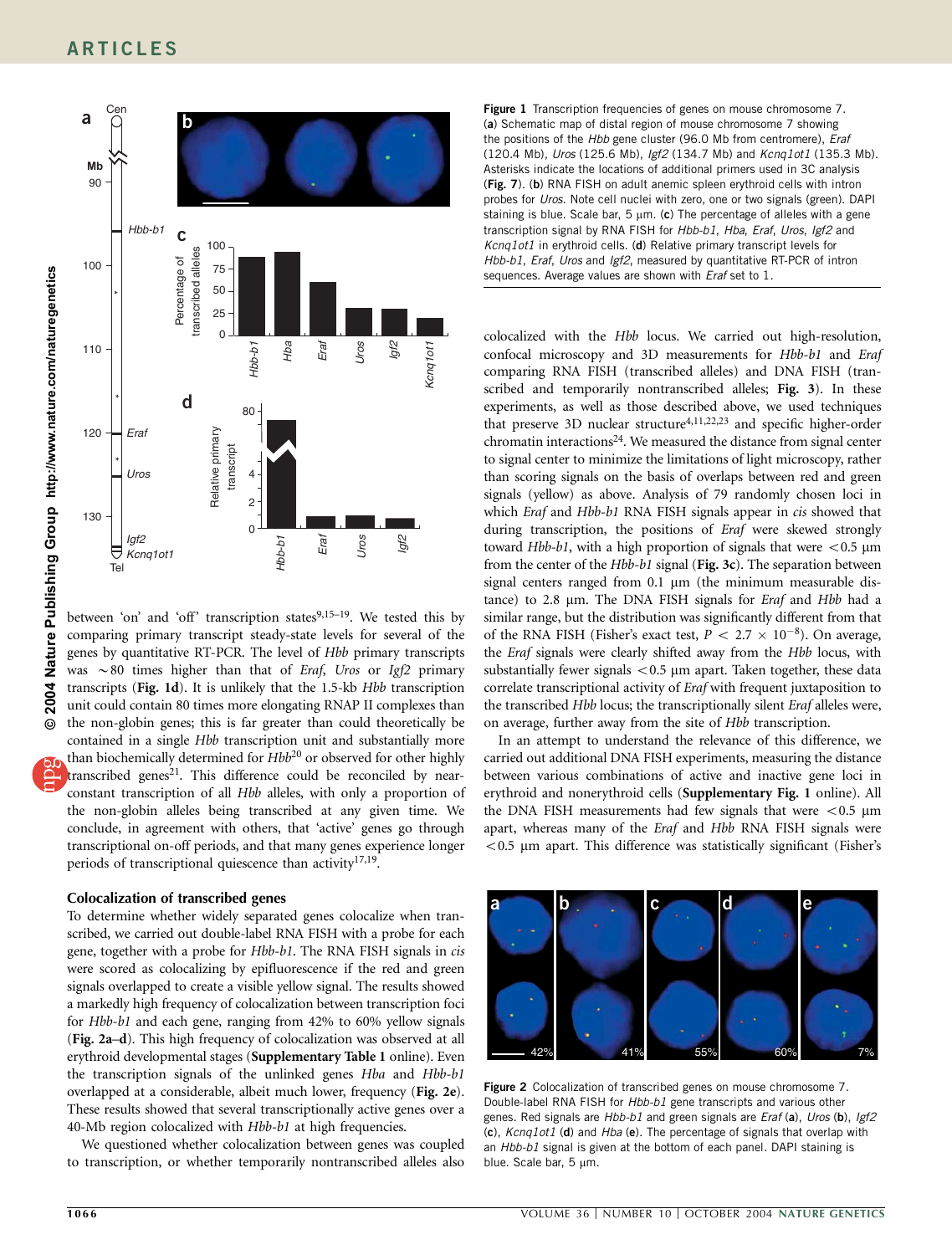**Figure 1** Transcription frequencies of genes on mouse chromosome 7. (**a**) Schematic map of distal region of mouse chromosome 7 showing the positions of the *Hbb* gene cluster (96.0 Mb from centromere), *Eraf* (120.4 Mb), *Uros* (125.6 Mb), *Igf2* (134.7 Mb) and *Kcnq1ot1* (135.3 Mb). Asterisks indicate the locations of additional primers used in 3C analysis (**Fig. 7**). (**b**) RNA FISH on adult anemic spleen erythroid cells with intron probes for *Uros*. Note cell nuclei with zero, one or two signals (green). DAPI staining is blue. Scale bar, 5 μm. (**c**) The percentage of alleles with a gene transcription signal by RNA FISH for *Hbb-b1*, *Hba*, *Eraf*, *Uros*, *Igf2* and *Kcnq1ot1* in erythroid cells. (**d**) Relative primary transcript levels for *Hbb-b1*, *Eraf*, *Uros* and *Igf2*, measured by quantitative RT-PCR of intron sequences. Average values are shown with *Eraf* set to 1.

between 'on' and 'off' transcription states[9,15–19]. We tested this by comparing primary transcript steady-state levels for several of the genes by quantitative RT-PCR. The level of *Hbb* primary transcripts was ~80 times higher than that of *Eraf*, *Uros* or *Igf2* primary transcripts (**Fig. 1d**). It is unlikely that the 1.5-kb *Hbb* transcription unit could contain 80 times more elongating RNAP II complexes than the non-globin genes; this is far greater than could theoretically be contained in a single *Hbb* transcription unit and substantially more than biochemically determined for *Hbb*[20] or observed for other highly transcribed genes[21]. This difference could be reconciled by near-constant transcription of all *Hbb* alleles, with only a proportion of the non-globin alleles being transcribed at any given time. We conclude, in agreement with others, that 'active' genes go through transcriptional on-off periods, and that many genes experience longer periods of transcriptional quiescence than activity[17,19].

## Colocalization of transcribed genes

To determine whether widely separated genes colocalize when transcribed, we carried out double-label RNA FISH with a probe for each gene, together with a probe for *Hbb-b1*. The RNA FISH signals in *cis* were scored as colocalizing by epifluorescence if the red and green signals overlapped to create a visible yellow signal. The results showed a markedly high frequency of colocalization between transcription foci for *Hbb-b1* and each gene, ranging from 42% to 60% yellow signals (**Fig. 2a–d**). This high frequency of colocalization was observed at all erythroid developmental stages (**Supplementary Table 1** online). Even the transcription signals of the unlinked genes *Hba* and *Hbb-b1* overlapped at a considerable, albeit much lower, frequency (**Fig. 2e**). These results showed that several transcriptionally active genes over a 40-Mb region colocalized with *Hbb-b1* at high frequencies.

We questioned whether colocalization between genes was coupled to transcription, or whether temporarily nontranscribed alleles also colocalized with the *Hbb* locus. We carried out high-resolution, confocal microscopy and 3D measurements for *Hbb-b1* and *Eraf* comparing RNA FISH (transcribed alleles) and DNA FISH (transcribed and temporarily nontranscribed alleles; **Fig. 3**). In these experiments, as well as those described above, we used techniques that preserve 3D nuclear structure[4,11,22,23] and specific higher-order chromatin interactions[24]. We measured the distance from signal center to signal center to minimize the limitations of light microscopy, rather than scoring signals on the basis of overlaps between red and green signals (yellow) as above. Analysis of 79 randomly chosen loci in which *Eraf* and *Hbb-b1* RNA FISH signals appear in *cis* showed that during transcription, the positions of *Eraf* were skewed strongly toward *Hbb-b1*, with a high proportion of signals that were <0.5 μm from the center of the *Hbb-b1* signal (**Fig. 3c**). The separation between signal centers ranged from 0.1 μm (the minimum measurable distance) to 2.8 μm. The DNA FISH signals for *Eraf* and *Hbb* had a similar range, but the distribution was significantly different from that of the RNA FISH (Fisher's exact test, $P < 2.7 \times 10^{-8}$). On average, the *Eraf* signals were clearly shifted away from the *Hbb* locus, with substantially fewer signals <0.5 μm apart. Taken together, these data correlate transcriptional activity of *Eraf* with frequent juxtaposition to the transcribed *Hbb* locus; the transcriptionally silent *Eraf* alleles were, on average, further away from the site of *Hbb* transcription.

In an attempt to understand the relevance of this difference, we carried out additional DNA FISH experiments, measuring the distance between various combinations of active and inactive gene loci in erythroid and nonerythroid cells (**Supplementary Fig. 1** online). All the DNA FISH measurements had few signals that were <0.5 μm apart, whereas many of the *Eraf* and *Hbb* RNA FISH signals were <0.5 μm apart. This difference was statistically significant (Fisher's

**Figure 2** Colocalization of transcribed genes on mouse chromosome 7. Double-label RNA FISH for *Hbb-b1* gene transcripts and various other genes. Red signals are *Hbb-b1* and green signals are *Eraf* (**a**), *Uros* (**b**), *Igf2* (**c**), *Kcnq1ot1* (**d**) and *Hba* (**e**). The percentage of signals that overlap with an *Hbb-b1* signal is given at the bottom of each panel. DAPI staining is blue. Scale bar, 5 μm.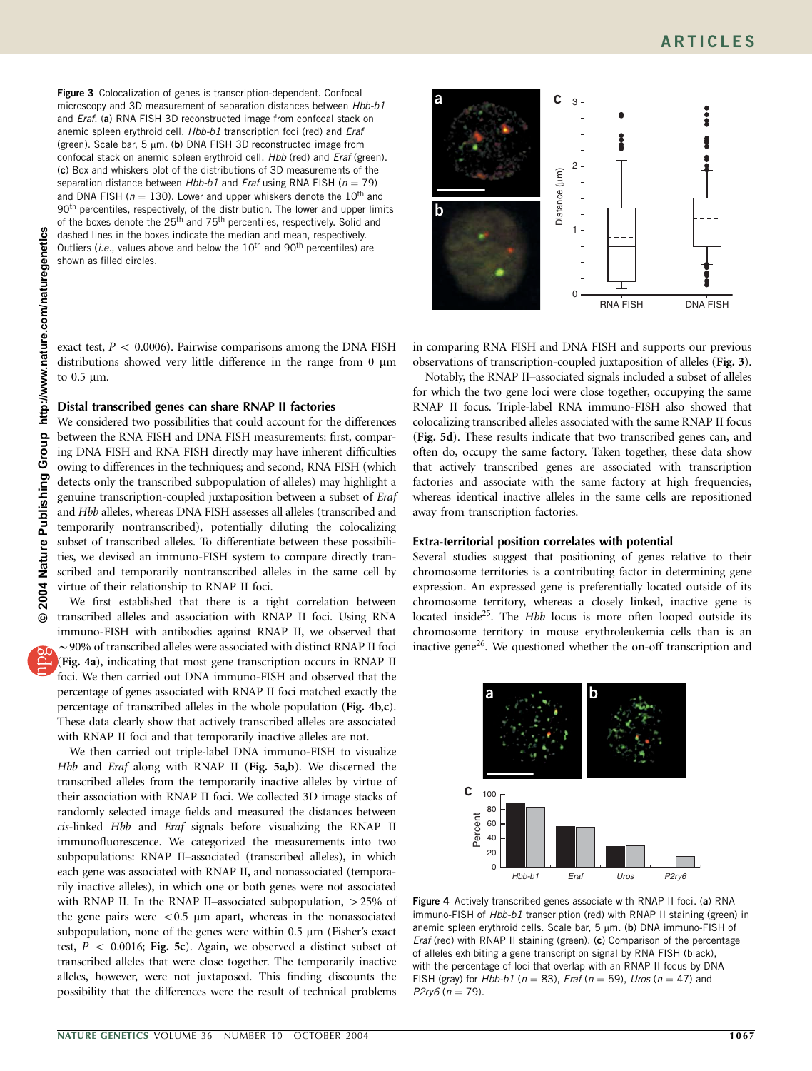Figure 3 Colocalization of genes is transcription-dependent. Confocal microscopy and 3D measurement of separation distances between *Hbb-b1* and *Eraf*. (**a**) RNA FISH 3D reconstructed image from confocal stack on anemic spleen erythroid cell. *Hbb-b1* transcription foci (red) and *Eraf* (green). Scale bar, 5 μm. (**b**) DNA FISH 3D reconstructed image from confocal stack on anemic spleen erythroid cell. *Hbb* (red) and *Eraf* (green). (**c**) Box and whiskers plot of the distributions of 3D measurements of the separation distance between *Hbb-b1* and *Eraf* using RNA FISH ($n = 79$) and DNA FISH ($n = 130$). Lower and upper whiskers denote the 10th and 90th percentiles, respectively, of the distribution. The lower and upper limits of the boxes denote the 25th and 75th percentiles, respectively. Solid and dashed lines in the boxes indicate the median and mean, respectively. Outliers (*i.e.*, values above and below the 10th and 90th percentiles) are shown as filled circles.

exact test, $P < 0.0006$). Pairwise comparisons among the DNA FISH distributions showed very little difference in the range from 0 μm to 0.5 μm.

## Distal transcribed genes can share RNAP II factories

We considered two possibilities that could account for the differences between the RNA FISH and DNA FISH measurements: first, comparing DNA FISH and RNA FISH directly may have inherent difficulties owing to differences in the techniques; and second, RNA FISH (which detects only the transcribed subpopulation of alleles) may highlight a genuine transcription-coupled juxtaposition between a subset of *Eraf* and *Hbb* alleles, whereas DNA FISH assesses all alleles (transcribed and temporarily nontranscribed), potentially diluting the colocalizing subset of transcribed alleles. To differentiate between these possibilities, we devised an immuno-FISH system to compare directly transcribed and temporarily nontranscribed alleles in the same cell by virtue of their relationship to RNAP II foci.

We first established that there is a tight correlation between transcribed alleles and association with RNAP II foci. Using RNA immuno-FISH with antibodies against RNAP II, we observed that ~90% of transcribed alleles were associated with distinct RNAP II foci (**Fig. 4a**), indicating that most gene transcription occurs in RNAP II foci. We then carried out DNA immuno-FISH and observed that the percentage of genes associated with RNAP II foci matched exactly the percentage of transcribed alleles in the whole population (**Fig. 4b,c**). These data clearly show that actively transcribed alleles are associated with RNAP II foci and that temporarily inactive alleles are not.

We then carried out triple-label DNA immuno-FISH to visualize *Hbb* and *Eraf* along with RNAP II (**Fig. 5a,b**). We discerned the transcribed alleles from the temporarily inactive alleles by virtue of their association with RNAP II foci. We collected 3D image stacks of randomly selected image fields and measured the distances between *cis*-linked *Hbb* and *Eraf* signals before visualizing the RNAP II immunofluorescence. We categorized the measurements into two subpopulations: RNAP II–associated (transcribed alleles), in which each gene was associated with RNAP II, and nonassociated (temporarily inactive alleles), in which one or both genes were not associated with RNAP II. In the RNAP II–associated subpopulation, >25% of the gene pairs were <0.5 μm apart, whereas in the nonassociated subpopulation, none of the genes were within 0.5 μm (Fisher's exact test, $P < 0.0016$; **Fig. 5c**). Again, we observed a distinct subset of transcribed alleles that were close together. The temporarily inactive alleles, however, were not juxtaposed. This finding discounts the possibility that the differences were the result of technical problems in comparing RNA FISH and DNA FISH and supports our previous observations of transcription-coupled juxtaposition of alleles (**Fig. 3**).

Notably, the RNAP II–associated signals included a subset of alleles for which the two gene loci were close together, occupying the same RNAP II focus. Triple-label RNA immuno-FISH also showed that colocalizing transcribed alleles associated with the same RNAP II focus (**Fig. 5d**). These results indicate that two transcribed genes can, and often do, occupy the same factory. Taken together, these data show that actively transcribed genes are associated with transcription factories and associate with the same factory at high frequencies, whereas identical inactive alleles in the same cells are repositioned away from transcription factories.

## Extra-territorial position correlates with potential

Several studies suggest that positioning of genes relative to their chromosome territories is a contributing factor in determining gene expression. An expressed gene is preferentially located outside of its chromosome territory, whereas a closely linked, inactive gene is located inside[25]. The *Hbb* locus is more often looped outside its chromosome territory in mouse erythroleukemia cells than is an inactive gene[26]. We questioned whether the on-off transcription and

Figure 4 Actively transcribed genes associate with RNAP II foci. (**a**) RNA immuno-FISH of *Hbb-b1* transcription (red) with RNAP II staining (green) in anemic spleen erythroid cells. Scale bar, 5 μm. (**b**) DNA immuno-FISH of *Eraf* (red) with RNAP II staining (green). (**c**) Comparison of the percentage of alleles exhibiting a gene transcription signal by RNA FISH (black), with the percentage of loci that overlap with an RNAP II focus by DNA FISH (gray) for *Hbb-b1* ($n = 83$), *Eraf* ($n = 59$), *Uros* ($n = 47$) and *P2ry6* ($n = 79$).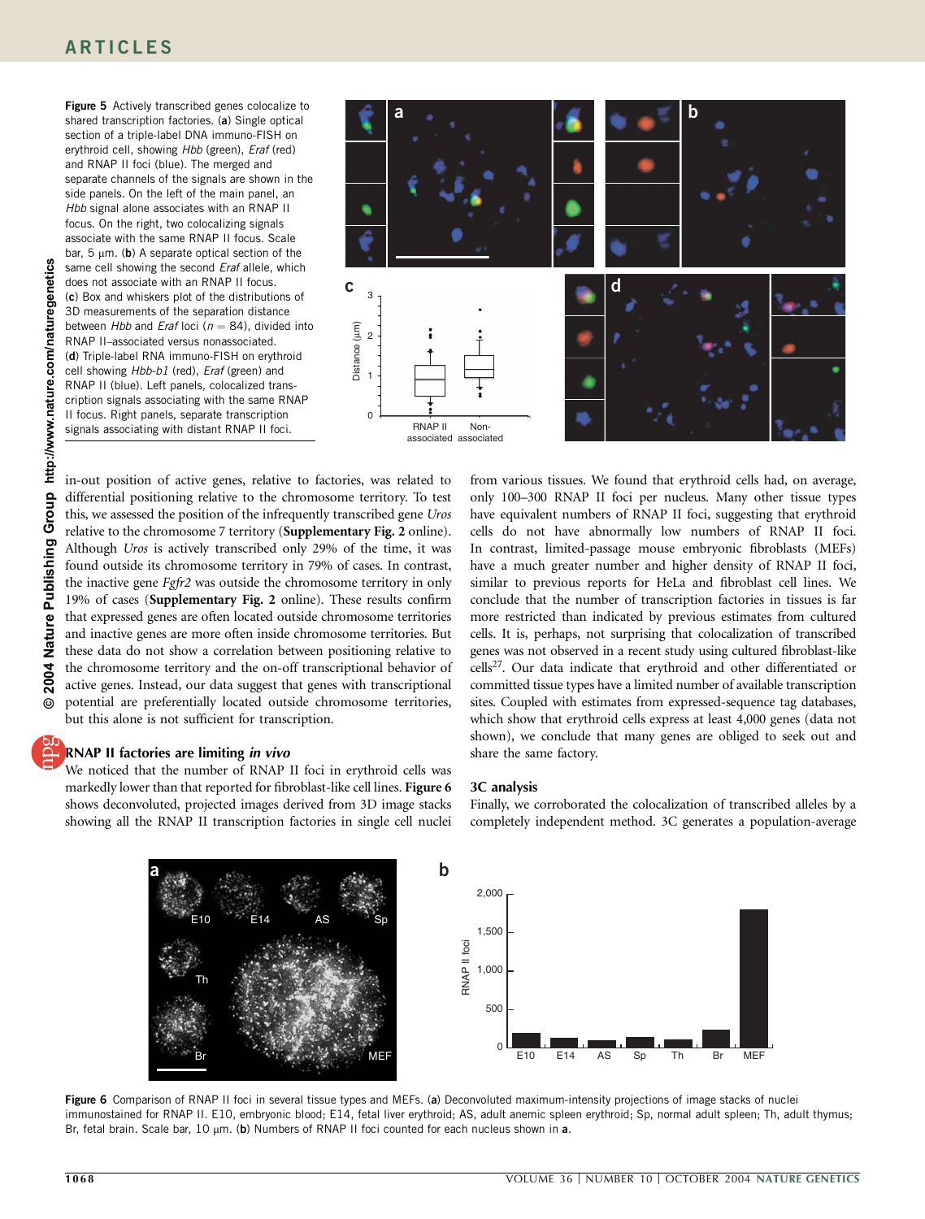Figure 5 Actively transcribed genes colocalize to shared transcription factories. (**a**) Single optical section of a triple-label DNA immuno-FISH on erythroid cell, showing *Hbb* (green), *Eraf* (red) and RNAP II foci (blue). The merged and separate channels of the signals are shown in the side panels. On the left of the main panel, an *Hbb* signal alone associates with an RNAP II focus. On the right, two colocalizing signals associate with the same RNAP II focus. Scale bar, 5 μm. (**b**) A separate optical section of the same cell showing the second *Eraf* allele, which does not associate with an RNAP II focus. (**c**) Box and whiskers plot of the distributions of 3D measurements of the separation distance between *Hbb* and *Eraf* loci ($n$ = 84), divided into RNAP II–associated versus nonassociated. (**d**) Triple-label RNA immuno-FISH on erythroid cell showing *Hbb-b1* (red), *Eraf* (green) and RNAP II (blue). Left panels, colocalized transcription signals associating with the same RNAP II focus. Right panels, separate transcription signals associating with distant RNAP II foci.

in-out position of active genes, relative to factories, was related to differential positioning relative to the chromosome territory. To test this, we assessed the position of the infrequently transcribed gene *Uros* relative to the chromosome 7 territory (**Supplementary Fig. 2** online). Although *Uros* is actively transcribed only 29% of the time, it was found outside its chromosome territory in 79% of cases. In contrast, the inactive gene *Fgfr2* was outside the chromosome territory in only 19% of cases (**Supplementary Fig. 2** online). These results confirm that expressed genes are often located outside chromosome territories and inactive genes are more often inside chromosome territories. But these data do not show a correlation between positioning relative to the chromosome territory and the on-off transcriptional behavior of active genes. Instead, our data suggest that genes with transcriptional potential are preferentially located outside chromosome territories, but this alone is not sufficient for transcription.

## RNAP II factories are limiting *in vivo*

We noticed that the number of RNAP II foci in erythroid cells was markedly lower than that reported for fibroblast-like cell lines. **Figure 6** shows deconvoluted, projected images derived from 3D image stacks showing all the RNAP II transcription factories in single cell nuclei from various tissues. We found that erythroid cells had, on average, only 100–300 RNAP II foci per nucleus. Many other tissue types have equivalent numbers of RNAP II foci, suggesting that erythroid cells do not have abnormally low numbers of RNAP II foci. In contrast, limited-passage mouse embryonic fibroblasts (MEFs) have a much greater number and higher density of RNAP II foci, similar to previous reports for HeLa and fibroblast cell lines. We conclude that the number of transcription factories in tissues is far more restricted than indicated by previous estimates from cultured cells. It is, perhaps, not surprising that colocalization of transcribed genes was not observed in a recent study using cultured fibroblast-like cells[27]. Our data indicate that erythroid and other differentiated or committed tissue types have a limited number of available transcription sites. Coupled with estimates from expressed-sequence tag databases, which show that erythroid cells express at least 4,000 genes (data not shown), we conclude that many genes are obliged to seek out and share the same factory.

## 3C analysis

Finally, we corroborated the colocalization of transcribed alleles by a completely independent method. 3C generates a population-average

Figure 6 Comparison of RNAP II foci in several tissue types and MEFs. (**a**) Deconvoluted maximum-intensity projections of image stacks of nuclei immunostained for RNAP II. E10, embryonic blood; E14, fetal liver erythroid; AS, adult anemic spleen erythroid; Sp, normal adult spleen; Th, adult thymus; Br, fetal brain. Scale bar, 10 μm. (**b**) Numbers of RNAP II foci counted for each nucleus shown in **a**.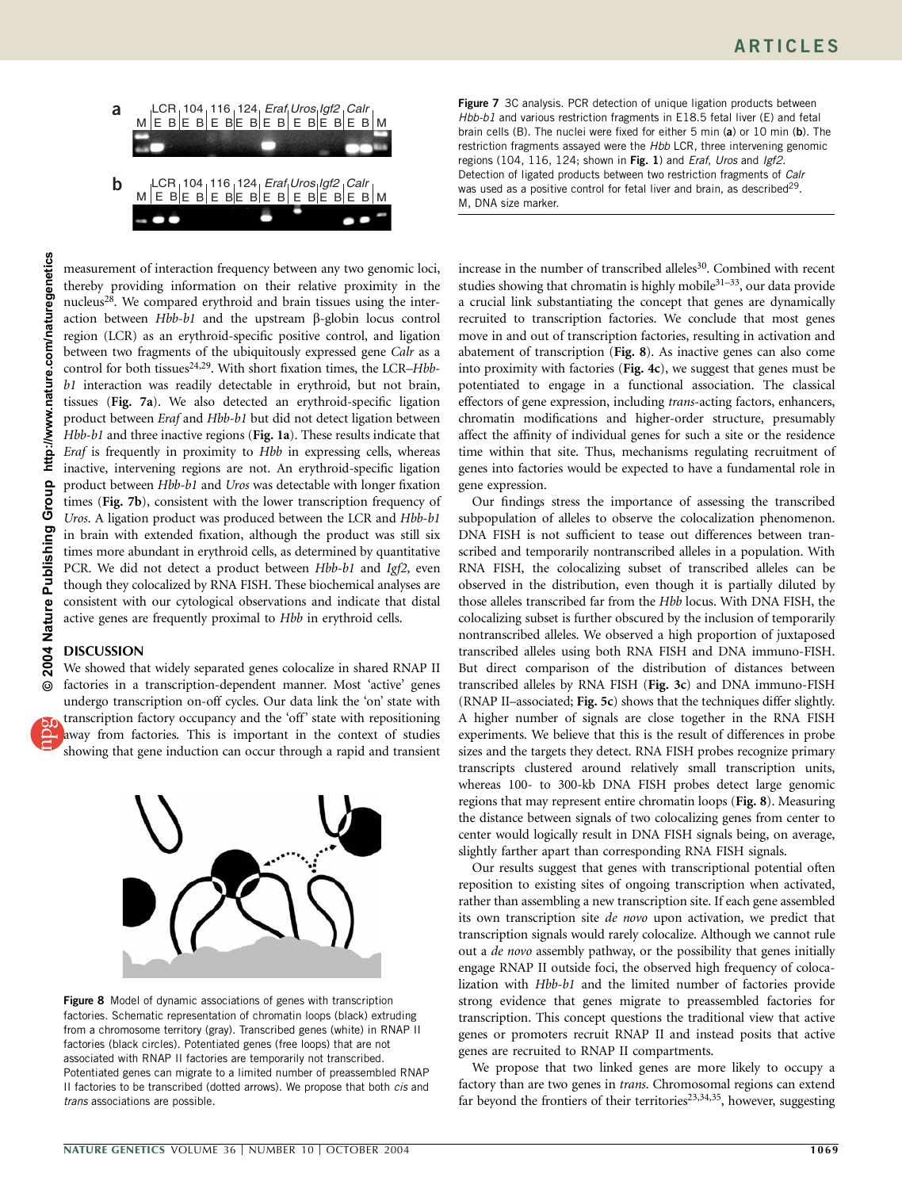a
LCR 104 116 124 Eraf Uros Igf2 Calr
M E B E B E B E B E B E B E B E B M

b
LCR 104 116 124 Eraf Uros Igf2 Calr
M E B E B E B E B E B E B E B E B M

**Figure 7** 3C analysis. PCR detection of unique ligation products between *Hbb-b1* and various restriction fragments in E18.5 fetal liver (E) and fetal brain cells (B). The nuclei were fixed for either 5 min (**a**) or 10 min (**b**). The restriction fragments assayed were the *Hbb* LCR, three intervening genomic regions (104, 116, 124; shown in **Fig. 1**) and *Eraf*, *Uros* and *Igf2*. Detection of ligated products between two restriction fragments of *Calr* was used as a positive control for fetal liver and brain, as described[29]. M, DNA size marker.

measurement of interaction frequency between any two genomic loci, thereby providing information on their relative proximity in the nucleus[28]. We compared erythroid and brain tissues using the interaction between *Hbb-b1* and the upstream β-globin locus control region (LCR) as an erythroid-specific positive control, and ligation between two fragments of the ubiquitously expressed gene *Calr* as a control for both tissues[24,29]. With short fixation times, the LCR–*Hbb-b1* interaction was readily detectable in erythroid, but not brain, tissues (**Fig. 7a**). We also detected an erythroid-specific ligation product between *Eraf* and *Hbb-b1* but did not detect ligation between *Hbb-b1* and three inactive regions (**Fig. 1a**). These results indicate that *Eraf* is frequently in proximity to *Hbb* in expressing cells, whereas inactive, intervening regions are not. An erythroid-specific ligation product between *Hbb-b1* and *Uros* was detectable with longer fixation times (**Fig. 7b**), consistent with the lower transcription frequency of *Uros*. A ligation product was produced between the LCR and *Hbb-b1* in brain with extended fixation, although the product was still six times more abundant in erythroid cells, as determined by quantitative PCR. We did not detect a product between *Hbb-b1* and *Igf2*, even though they colocalized by RNA FISH. These biochemical analyses are consistent with our cytological observations and indicate that distal active genes are frequently proximal to *Hbb* in erythroid cells.

## DISCUSSION

We showed that widely separated genes colocalize in shared RNAP II factories in a transcription-dependent manner. Most 'active' genes undergo transcription on-off cycles. Our data link the 'on' state with transcription factory occupancy and the 'off' state with repositioning away from factories. This is important in the context of studies showing that gene induction can occur through a rapid and transient increase in the number of transcribed alleles[30]. Combined with recent studies showing that chromatin is highly mobile[31–33], our data provide a crucial link substantiating the concept that genes are dynamically recruited to transcription factories. We conclude that most genes move in and out of transcription factories, resulting in activation and abatement of transcription (**Fig. 8**). As inactive genes can also come into proximity with factories (**Fig. 4c**), we suggest that genes must be potentiated to engage in a functional association. The classical effectors of gene expression, including *trans*-acting factors, enhancers, chromatin modifications and higher-order structure, presumably affect the affinity of individual genes for such a site or the residence time within that site. Thus, mechanisms regulating recruitment of genes into factories would be expected to have a fundamental role in gene expression.

**Figure 8** Model of dynamic associations of genes with transcription factories. Schematic representation of chromatin loops (black) extruding from a chromosome territory (gray). Transcribed genes (white) in RNAP II factories (black circles). Potentiated genes (free loops) that are not associated with RNAP II factories are temporarily not transcribed. Potentiated genes can migrate to a limited number of preassembled RNAP II factories to be transcribed (dotted arrows). We propose that both *cis* and *trans* associations are possible.

Our findings stress the importance of assessing the transcribed subpopulation of alleles to observe the colocalization phenomenon. DNA FISH is not sufficient to tease out differences between transcribed and temporarily nontranscribed alleles in a population. With RNA FISH, the colocalizing subset of transcribed alleles can be observed in the distribution, even though it is partially diluted by those alleles transcribed far from the *Hbb* locus. With DNA FISH, the colocalizing subset is further obscured by the inclusion of temporarily nontranscribed alleles. We observed a high proportion of juxtaposed transcribed alleles using both RNA FISH and DNA immuno-FISH. But direct comparison of the distribution of distances between transcribed alleles by RNA FISH (**Fig. 3c**) and DNA immuno-FISH (RNAP II–associated; **Fig. 5c**) shows that the techniques differ slightly. A higher number of signals are close together in the RNA FISH experiments. We believe that this is the result of differences in probe sizes and the targets they detect. RNA FISH probes recognize primary transcripts clustered around relatively small transcription units, whereas 100- to 300-kb DNA FISH probes detect large genomic regions that may represent entire chromatin loops (**Fig. 8**). Measuring the distance between signals of two colocalizing genes from center to center would logically result in DNA FISH signals being, on average, slightly farther apart than corresponding RNA FISH signals.

Our results suggest that genes with transcriptional potential often reposition to existing sites of ongoing transcription when activated, rather than assembling a new transcription site. If each gene assembled its own transcription site *de novo* upon activation, we predict that transcription signals would rarely colocalize. Although we cannot rule out a *de novo* assembly pathway, or the possibility that genes initially engage RNAP II outside foci, the observed high frequency of colocalization with *Hbb-b1* and the limited number of factories provide strong evidence that genes migrate to preassembled factories for transcription. This concept questions the traditional view that active genes or promoters recruit RNAP II and instead posits that active genes are recruited to RNAP II compartments.

We propose that two linked genes are more likely to occupy a factory than are two genes in *trans*. Chromosomal regions can extend far beyond the frontiers of their territories[23,34,35], however, suggesting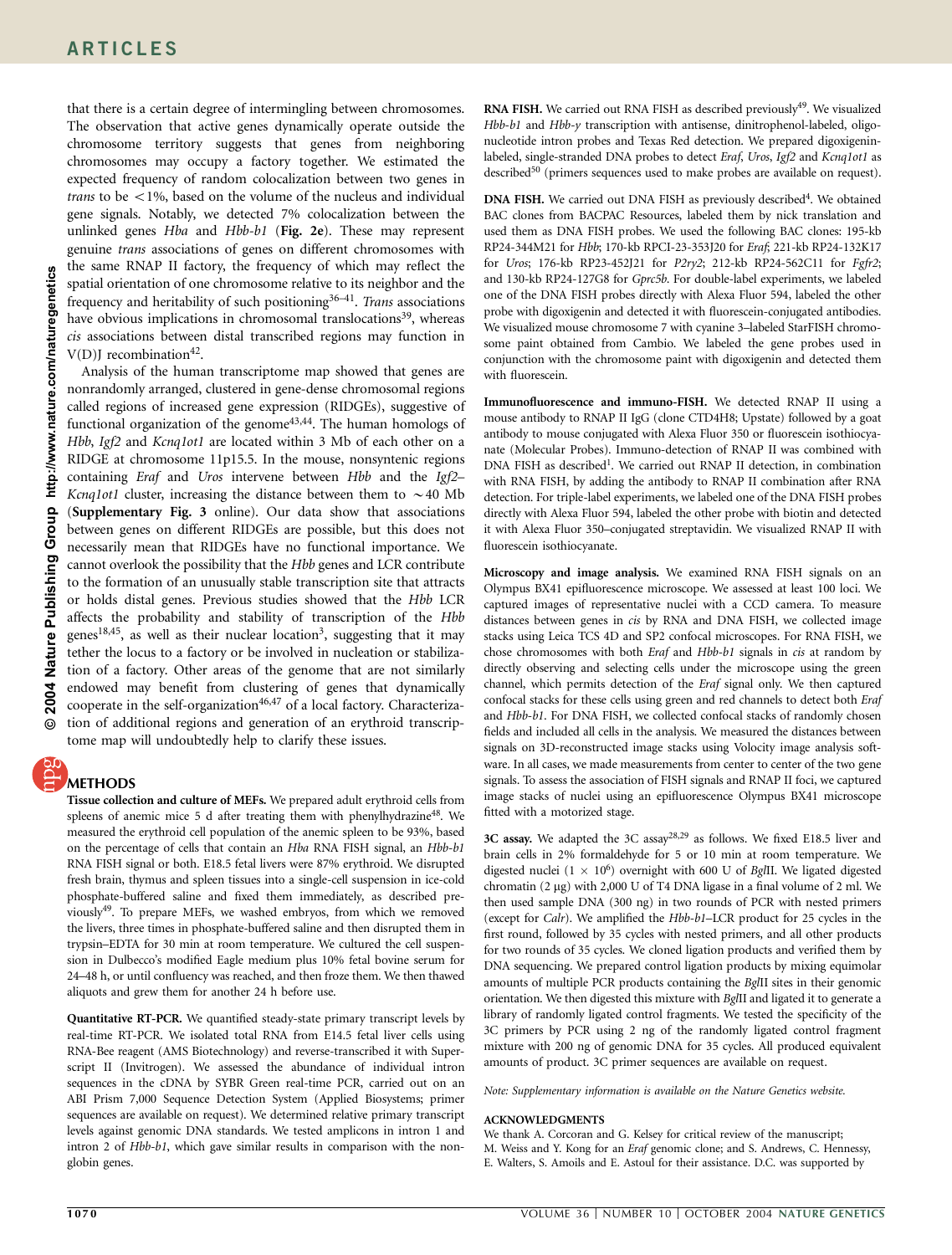that there is a certain degree of intermingling between chromosomes. The observation that active genes dynamically operate outside the chromosome territory suggests that genes from neighboring chromosomes may occupy a factory together. We estimated the expected frequency of random colocalization between two genes in *trans* to be <1%, based on the volume of the nucleus and individual gene signals. Notably, we detected 7% colocalization between the unlinked genes *Hba* and *Hbb-b1* (**Fig. 2e**). These may represent genuine *trans* associations of genes on different chromosomes with the same RNAP II factory, the frequency of which may reflect the spatial orientation of one chromosome relative to its neighbor and the frequency and heritability of such positioning[36–41]. *Trans* associations have obvious implications in chromosomal translocations[39], whereas *cis* associations between distal transcribed regions may function in V(D)J recombination[42].

Analysis of the human transcriptome map showed that genes are nonrandomly arranged, clustered in gene-dense chromosomal regions called regions of increased gene expression (RIDGEs), suggestive of functional organization of the genome[43,44]. The human homologs of *Hbb*, *Igf2* and *Kcnq1ot1* are located within 3 Mb of each other on a RIDGE at chromosome 11p15.5. In the mouse, nonsyntenic regions containing *Eraf* and *Uros* intervene between *Hbb* and the *Igf2*–*Kcnq1ot1* cluster, increasing the distance between them to ∼40 Mb (**Supplementary Fig. 3** online). Our data show that associations between genes on different RIDGEs are possible, but this does not necessarily mean that RIDGEs have no functional importance. We cannot overlook the possibility that the *Hbb* genes and LCR contribute to the formation of an unusually stable transcription site that attracts or holds distal genes. Previous studies showed that the *Hbb* LCR affects the probability and stability of transcription of the *Hbb* genes[18,45], as well as their nuclear location[3], suggesting that it may tether the locus to a factory or be involved in nucleation or stabilization of a factory. Other areas of the genome that are not similarly endowed may benefit from clustering of genes that dynamically cooperate in the self-organization[46,47] of a local factory. Characterization of additional regions and generation of an erythroid transcriptome map will undoubtedly help to clarify these issues.

## METHODS

**Tissue collection and culture of MEFs.** We prepared adult erythroid cells from spleens of anemic mice 5 d after treating them with phenylhydrazine[48]. We measured the erythroid cell population of the anemic spleen to be 93%, based on the percentage of cells that contain an *Hba* RNA FISH signal, an *Hbb-b1* RNA FISH signal or both. E18.5 fetal livers were 87% erythroid. We disrupted fresh brain, thymus and spleen tissues into a single-cell suspension in ice-cold phosphate-buffered saline and fixed them immediately, as described previously[49]. To prepare MEFs, we washed embryos, from which we removed the livers, three times in phosphate-buffered saline and then disrupted them in trypsin–EDTA for 30 min at room temperature. We cultured the cell suspension in Dulbecco's modified Eagle medium plus 10% fetal bovine serum for 24–48 h, or until confluency was reached, and then froze them. We then thawed aliquots and grew them for another 24 h before use.

**Quantitative RT-PCR.** We quantified steady-state primary transcript levels by real-time RT-PCR. We isolated total RNA from E14.5 fetal liver cells using RNA-Bee reagent (AMS Biotechnology) and reverse-transcribed it with Superscript II (Invitrogen). We assessed the abundance of individual intron sequences in the cDNA by SYBR Green real-time PCR, carried out on an ABI Prism 7,000 Sequence Detection System (Applied Biosystems; primer sequences are available on request). We determined relative primary transcript levels against genomic DNA standards. We tested amplicons in intron 1 and intron 2 of *Hbb-b1*, which gave similar results in comparison with the nonglobin genes.

**RNA FISH.** We carried out RNA FISH as described previously[49]. We visualized *Hbb-b1* and *Hbb-y* transcription with antisense, dinitrophenol-labeled, oligonucleotide intron probes and Texas Red detection. We prepared digoxigenin-labeled, single-stranded DNA probes to detect *Eraf*, *Uros*, *Igf2* and *Kcnq1ot1* as described[50] (primers sequences used to make probes are available on request).

**DNA FISH.** We carried out DNA FISH as previously described[4]. We obtained BAC clones from BACPAC Resources, labeled them by nick translation and used them as DNA FISH probes. We used the following BAC clones: 195-kb RP24-344M21 for *Hbb*; 170-kb RPCI-23-353J20 for *Eraf*; 221-kb RP24-132K17 for *Uros*; 176-kb RP23-452J21 for *P2ry2*; 212-kb RP24-562C11 for *Fgfr2*; and 130-kb RP24-127G8 for *Gprc5b*. For double-label experiments, we labeled one of the DNA FISH probes directly with Alexa Fluor 594, labeled the other probe with digoxigenin and detected it with fluorescein-conjugated antibodies. We visualized mouse chromosome 7 with cyanine 3–labeled StarFISH chromosome paint obtained from Cambio. We labeled the gene probes used in conjunction with the chromosome paint with digoxigenin and detected them with fluorescein.

**Immunofluorescence and immuno-FISH.** We detected RNAP II using a mouse antibody to RNAP II IgG (clone CTD4H8; Upstate) followed by a goat antibody to mouse conjugated with Alexa Fluor 350 or fluorescein isothiocyanate (Molecular Probes). Immuno-detection of RNAP II was combined with DNA FISH as described[1]. We carried out RNAP II detection, in combination with RNA FISH, by adding the antibody to RNAP II combination after RNA detection. For triple-label experiments, we labeled one of the DNA FISH probes directly with Alexa Fluor 594, labeled the other probe with biotin and detected it with Alexa Fluor 350–conjugated streptavidin. We visualized RNAP II with fluorescein isothiocyanate.

**Microscopy and image analysis.** We examined RNA FISH signals on an Olympus BX41 epifluorescence microscope. We assessed at least 100 loci. We captured images of representative nuclei with a CCD camera. To measure distances between genes in *cis* by RNA and DNA FISH, we collected image stacks using Leica TCS 4D and SP2 confocal microscopes. For RNA FISH, we chose chromosomes with both *Eraf* and *Hbb-b1* signals in *cis* at random by directly observing and selecting cells under the microscope using the green channel, which permits detection of the *Eraf* signal only. We then captured confocal stacks for these cells using green and red channels to detect both *Eraf* and *Hbb-b1*. For DNA FISH, we collected confocal stacks of randomly chosen fields and included all cells in the analysis. We measured the distances between signals on 3D-reconstructed image stacks using Volocity image analysis software. In all cases, we made measurements from center to center of the two gene signals. To assess the association of FISH signals and RNAP II foci, we captured image stacks of nuclei using an epifluorescence Olympus BX41 microscope fitted with a motorized stage.

**3C assay.** We adapted the 3C assay[28,29] as follows. We fixed E18.5 liver and brain cells in 2% formaldehyde for 5 or 10 min at room temperature. We digested nuclei ($1 \times 10^6$) overnight with 600 U of *Bgl*II. We ligated digested chromatin (2 μg) with 2,000 U of T4 DNA ligase in a final volume of 2 ml. We then used sample DNA (300 ng) in two rounds of PCR with nested primers (except for *Calr*). We amplified the *Hbb-b1*–LCR product for 25 cycles in the first round, followed by 35 cycles with nested primers, and all other products for two rounds of 35 cycles. We cloned ligation products and verified them by DNA sequencing. We prepared control ligation products by mixing equimolar amounts of multiple PCR products containing the *Bgl*II sites in their genomic orientation. We then digested this mixture with *Bgl*II and ligated it to generate a library of randomly ligated control fragments. We tested the specificity of the 3C primers by PCR using 2 ng of the randomly ligated control fragment mixture with 200 ng of genomic DNA for 35 cycles. All produced equivalent amounts of product. 3C primer sequences are available on request.

*Note: Supplementary information is available on the Nature Genetics website.*

### ACKNOWLEDGMENTS

We thank A. Corcoran and G. Kelsey for critical review of the manuscript; M. Weiss and Y. Kong for an *Eraf* genomic clone; and S. Andrews, C. Hennessy, E. Walters, S. Amoils and E. Astoul for their assistance. D.C. was supported by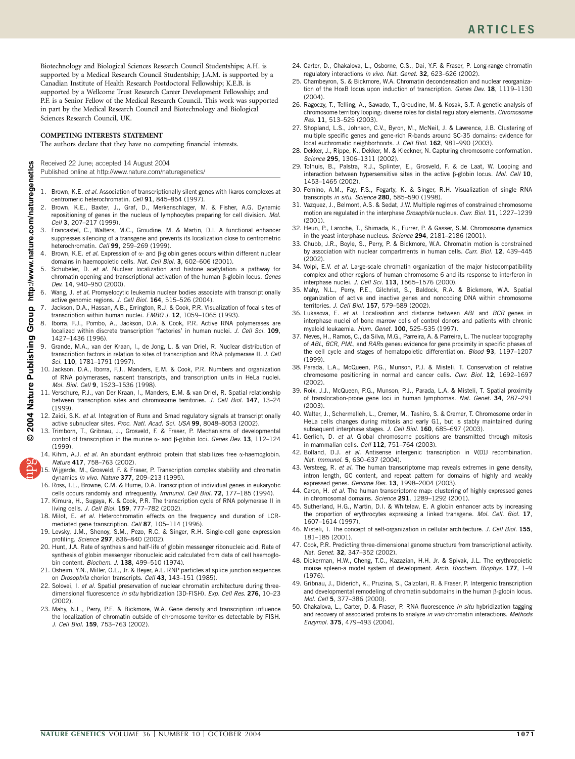Biotechnology and Biological Sciences Research Council Studentships; A.H. is supported by a Medical Research Council Studentship; J.A.M. is supported by a Canadian Institute of Health Research Postdoctoral Fellowship; K.E.B. is supported by a Wellcome Trust Research Career Development Fellowship; and P.F. is a Senior Fellow of the Medical Research Council. This work was supported in part by the Medical Research Council and Biotechnology and Biological Sciences Research Council, UK.

**COMPETING INTERESTS STATEMENT**

The authors declare that they have no competing financial interests.

Received 22 June; accepted 14 August 2004
Published online at http://www.nature.com/naturegenetics/

1. Brown, K.E. *et al.* Association of transcriptionally silent genes with Ikaros complexes at centromeric heterochromatin. *Cell* **91**, 845–854 (1997).
2. Brown, K.E., Baxter, J., Graf, D., Merkenschlager, M. & Fisher, A.G. Dynamic repositioning of genes in the nucleus of lymphocytes preparing for cell division. *Mol. Cell* **3**, 207–217 (1999).
3. Francastel, C., Walters, M.C., Groudine, M. & Martin, D.I. A functional enhancer suppresses silencing of a transgene and prevents its localization close to centrometric heterochromatin. *Cell* **99**, 259–269 (1999).
4. Brown, K.E. *et al.* Expression of α- and β-globin genes occurs within different nuclear domains in haemopoietic cells. *Nat. Cell Biol.* **3**, 602–606 (2001).
5. Schubeler, D. *et al.* Nuclear localization and histone acetylation: a pathway for chromatin opening and transcriptional activation of the human β-globin locus. *Genes Dev.* **14**, 940–950 (2000).
6. Wang, J. *et al.* Promyelocytic leukemia nuclear bodies associate with transcriptionally active genomic regions. *J. Cell Biol.* **164**, 515–526 (2004).
7. Jackson, D.A., Hassan, A.B., Errington, R.J. & Cook, P.R. Visualization of focal sites of transcription within human nuclei. *EMBO J.* **12**, 1059–1065 (1993).
8. Iborra, F.J., Pombo, A., Jackson, D.A. & Cook, P.R. Active RNA polymerases are localized within discrete transcription 'factories' in human nuclei. *J. Cell Sci.* **109**, 1427–1436 (1996).
9. Grande, M.A., van der Kraan, I., de Jong, L. & van Driel, R. Nuclear distribution of transcription factors in relation to sites of transcription and RNA polymerase II. *J. Cell Sci.* **110**, 1781–1791 (1997).
10. Jackson, D.A., Iborra, F.J., Manders, E.M. & Cook, P.R. Numbers and organization of RNA polymerases, nascent transcripts, and transcription units in HeLa nuclei. *Mol. Biol. Cell* **9**, 1523–1536 (1998).
11. Verschure, P.J., van Der Kraan, I., Manders, E.M. & van Driel, R. Spatial relationship between transcription sites and chromosome territories. *J. Cell Biol.* **147**, 13–24 (1999).
12. Zaidi, S.K. *et al.* Integration of Runx and Smad regulatory signals at transcriptionally active subnuclear sites. *Proc. Natl. Acad. Sci. USA* **99**, 8048–8053 (2002).
13. Trimborn, T., Gribnau, J., Grosveld, F. & Fraser, P. Mechanisms of developmental control of transcription in the murine α- and β-globin loci. *Genes Dev.* **13**, 112–124 (1999).
14. Kihm, A.J. *et al.* An abundant erythroid protein that stabilizes free α-haemoglobin. *Nature* **417**, 758–763 (2002).
15. Wijgerde, M., Grosveld, F. & Fraser, P. Transcription complex stability and chromatin dynamics *in vivo*. *Nature* **377**, 209–213 (1995).
16. Ross, I.L., Browne, C.M. & Hume, D.A. Transcription of individual genes in eukaryotic cells occurs randomly and infrequently. *Immunol. Cell Biol.* **72**, 177–185 (1994).
17. Kimura, H., Sugaya, K. & Cook, P.R. The transcription cycle of RNA polymerase II in living cells. *J. Cell Biol.* **159**, 777–782 (2002).
18. Milot, E. *et al.* Heterochromatin effects on the frequency and duration of LCR-mediated gene transcription. *Cell* **87**, 105–114 (1996).
19. Levsky, J.M., Shenoy, S.M., Pezo, R.C. & Singer, R.H. Single-cell gene expression profiling. *Science* **297**, 836–840 (2002).
20. Hunt, J.A. Rate of synthesis and half-life of globin messenger ribonucleic acid. Rate of synthesis of globin messenger ribonucleic acid calculated from data of cell haemoglobin content. *Biochem. J.* **138**, 499–510 (1974).
21. Osheim, Y.N., Miller, O.L., Jr. & Beyer, A.L. RNP particles at splice junction sequences on *Drosophila* chorion transcripts. *Cell* **43**, 143–151 (1985).
22. Solovei, I. *et al.* Spatial preservation of nuclear chromatin architecture during three-dimensional fluorescence *in situ* hybridization (3D-FISH). *Exp. Cell Res.* **276**, 10–23 (2002).
23. Mahy, N.L., Perry, P.E. & Bickmore, W.A. Gene density and transcription influence the localization of chromatin outside of chromosome territories detectable by FISH. *J. Cell Biol.* **159**, 753–763 (2002).
24. Carter, D., Chakalova, L., Osborne, C.S., Dai, Y.F. & Fraser, P. Long-range chromatin regulatory interactions *in vivo*. *Nat. Genet.* **32**, 623–626 (2002).
25. Chambeyron, S. & Bickmore, W.A. Chromatin decondensation and nuclear reorganization of the HoxB locus upon induction of transcription. *Genes Dev.* **18**, 1119–1130 (2004).
26. Ragoczy, T., Telling, A., Sawado, T., Groudine, M. & Kosak, S.T. A genetic analysis of chromosome territory looping: diverse roles for distal regulatory elements. *Chromosome Res.* **11**, 513–525 (2003).
27. Shopland, L.S., Johnson, C.V., Byron, M., McNeil, J. & Lawrence, J.B. Clustering of multiple specific genes and gene-rich R-bands around SC-35 domains: evidence for local euchromatic neighborhoods. *J. Cell Biol.* **162**, 981–990 (2003).
28. Dekker, J., Rippe, K., Dekker, M. & Kleckner, N. Capturing chromosome conformation. *Science* **295**, 1306–1311 (2002).
29. Tolhuis, B., Palstra, R.J., Splinter, E., Grosveld, F. & de Laat, W. Looping and interaction between hypersensitive sites in the active β-globin locus. *Mol. Cell* **10**, 1453–1465 (2002).
30. Femino, A.M., Fay, F.S., Fogarty, K. & Singer, R.H. Visualization of single RNA transcripts *in situ*. *Science* **280**, 585–590 (1998).
31. Vazquez, J., Belmont, A.S. & Sedat, J.W. Multiple regimes of constrained chromosome motion are regulated in the interphase *Drosophila* nucleus. *Curr. Biol.* **11**, 1227–1239 (2001).
32. Heun, P., Laroche, T., Shimada, K., Furrer, P. & Gasser, S.M. Chromosome dynamics in the yeast interphase nucleus. *Science* **294**, 2181–2186 (2001).
33. Chubb, J.R., Boyle, S., Perry, P. & Bickmore, W.A. Chromatin motion is constrained by association with nuclear compartments in human cells. *Curr. Biol.* **12**, 439–445 (2002).
34. Volpi, E.V. *et al.* Large-scale chromatin organization of the major histocompatibility complex and other regions of human chromosome 6 and its response to interferon in interphase nuclei. *J. Cell Sci.* **113**, 1565–1576 (2000).
35. Mahy, N.L., Perry, P.E., Gilchrist, S., Baldock, R.A. & Bickmore, W.A. Spatial organization of active and inactive genes and noncoding DNA within chromosome territories. *J. Cell Biol.* **157**, 579–589 (2002).
36. Lukasova, E. *et al.* Localisation and distance between *ABL* and *BCR* genes in interphase nuclei of bone marrow cells of control donors and patients with chronic myeloid leukaemia. *Hum. Genet.* **100**, 525–535 (1997).
37. Neves, H., Ramos, C., da Silva, M.G., Parreira, A. & Parreira, L. The nuclear topography of *ABL*, *BCR*, *PML*, and *RARα* genes: evidence for gene proximity in specific phases of the cell cycle and stages of hematopoietic differentiation. *Blood* **93**, 1197–1207 (1999).
38. Parada, L.A., McQueen, P.G., Munson, P.J. & Misteli, T. Conservation of relative chromosome positioning in normal and cancer cells. *Curr. Biol.* **12**, 1692–1697 (2002).
39. Roix, J.J., McQueen, P.G., Munson, P.J., Parada, L.A. & Misteli, T. Spatial proximity of translocation-prone gene loci in human lymphomas. *Nat. Genet.* **34**, 287–291 (2003).
40. Walter, J., Schermelleh, L., Cremer, M., Tashiro, S. & Cremer, T. Chromosome order in HeLa cells changes during mitosis and early G1, but is stably maintained during subsequent interphase stages. *J. Cell Biol.* **160**, 685–697 (2003).
41. Gerlich, D. *et al.* Global chromosome positions are transmitted through mitosis in mammalian cells. *Cell* **112**, 751–764 (2003).
42. Bolland, D.J. *et al.* Antisense intergenic transcription in V(D)J recombination. *Nat. Immunol.* **5**, 630–637 (2004).
43. Versteeg, R. *et al.* The human transcriptome map reveals extremes in gene density, intron length, GC content, and repeat pattern for domains of highly and weakly expressed genes. *Genome Res.* **13**, 1998–2004 (2003).
44. Caron, H. *et al.* The human transcriptome map: clustering of highly expressed genes in chromosomal domains. *Science* **291**, 1289–1292 (2001).
45. Sutherland, H.G., Martin, D.I. & Whitelaw, E. A globin enhancer acts by increasing the proportion of erythrocytes expressing a linked transgene. *Mol. Cell. Biol.* **17**, 1607–1614 (1997).
46. Misteli, T. The concept of self-organization in cellular architecture. *J. Cell Biol.* **155**, 181–185 (2001).
47. Cook, P.R. Predicting three-dimensional genome structure from transcriptional activity. *Nat. Genet.* **32**, 347–352 (2002).
48. Dickerman, H.W., Cheng, T.C., Kazazian, H.H. Jr. & Spivak, J.L. The erythropoietic mouse spleen-a model system of development. *Arch. Biochem. Biophys.* **177**, 1–9 (1976).
49. Gribnau, J., Diderich, K., Pruzina, S., Calzolari, R. & Fraser, P. Intergenic transcription and developmental remodeling of chromatin subdomains in the human β-globin locus. *Mol. Cell* **5**, 377–386 (2000).
50. Chakalova, L., Carter, D. & Fraser, P. RNA fluorescence *in situ* hybridization tagging and recovery of associated proteins to analyze *in vivo* chromatin interactions. *Methods Enzymol.* **375**, 479–493 (2004).